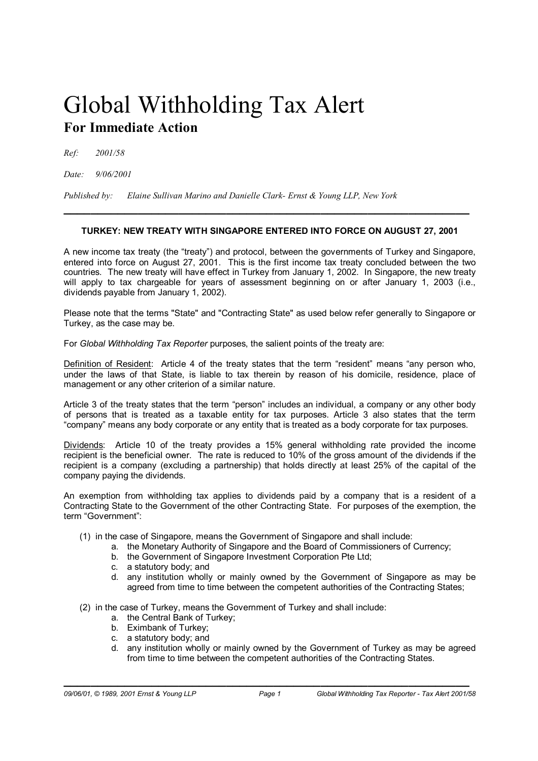# Global Withholding Tax Alert

## For Immediate Action

*Ref:* *2001/58*

*Date:* *9/06/2001*

*Published by:* *Elaine Sullivan Marino and Danielle Clark- Ernst & Young LLP, New York*

---

**TURKEY: NEW TREATY WITH SINGAPORE ENTERED INTO FORCE ON AUGUST 27, 2001**

A new income tax treaty (the "treaty") and protocol, between the governments of Turkey and Singapore, entered into force on August 27, 2001. This is the first income tax treaty concluded between the two countries. The new treaty will have effect in Turkey from January 1, 2002. In Singapore, the new treaty will apply to tax chargeable for years of assessment beginning on or after January 1, 2003 (i.e., dividends payable from January 1, 2002).

Please note that the terms "State" and "Contracting State" as used below refer generally to Singapore or Turkey, as the case may be.

For *Global Withholding Tax Reporter* purposes, the salient points of the treaty are:

<u>Definition of Resident</u>: Article 4 of the treaty states that the term "resident" means "any person who, under the laws of that State, is liable to tax therein by reason of his domicile, residence, place of management or any other criterion of a similar nature.

Article 3 of the treaty states that the term "person" includes an individual, a company or any other body of persons that is treated as a taxable entity for tax purposes. Article 3 also states that the term "company" means any body corporate or any entity that is treated as a body corporate for tax purposes.

<u>Dividends</u>: Article 10 of the treaty provides a 15% general withholding rate provided the income recipient is the beneficial owner. The rate is reduced to 10% of the gross amount of the dividends if the recipient is a company (excluding a partnership) that holds directly at least 25% of the capital of the company paying the dividends.

An exemption from withholding tax applies to dividends paid by a company that is a resident of a Contracting State to the Government of the other Contracting State. For purposes of the exemption, the term "Government":

(1) in the case of Singapore, means the Government of Singapore and shall include:
   a. the Monetary Authority of Singapore and the Board of Commissioners of Currency;
   b. the Government of Singapore Investment Corporation Pte Ltd;
   c. a statutory body; and
   d. any institution wholly or mainly owned by the Government of Singapore as may be agreed from time to time between the competent authorities of the Contracting States;

(2) in the case of Turkey, means the Government of Turkey and shall include:
   a. the Central Bank of Turkey;
   b. Eximbank of Turkey;
   c. a statutory body; and
   d. any institution wholly or mainly owned by the Government of Turkey as may be agreed from time to time between the competent authorities of the Contracting States.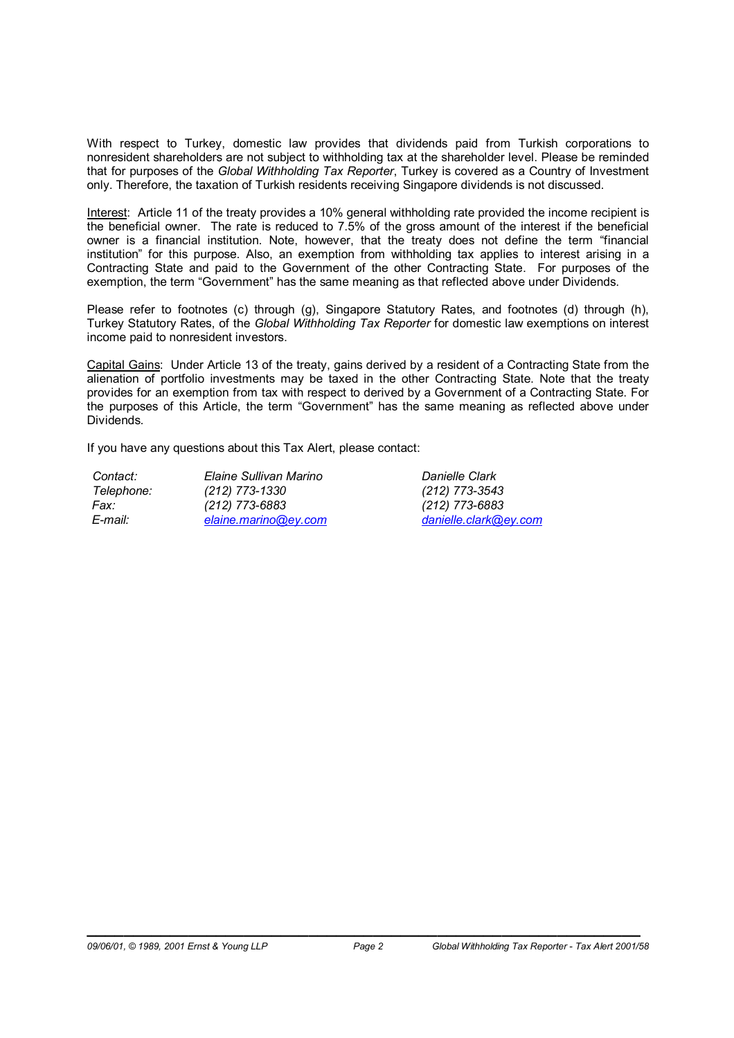With respect to Turkey, domestic law provides that dividends paid from Turkish corporations to nonresident shareholders are not subject to withholding tax at the shareholder level. Please be reminded that for purposes of the *Global Withholding Tax Reporter*, Turkey is covered as a Country of Investment only. Therefore, the taxation of Turkish residents receiving Singapore dividends is not discussed.

Interest: Article 11 of the treaty provides a 10% general withholding rate provided the income recipient is the beneficial owner. The rate is reduced to 7.5% of the gross amount of the interest if the beneficial owner is a financial institution. Note, however, that the treaty does not define the term "financial institution" for this purpose. Also, an exemption from withholding tax applies to interest arising in a Contracting State and paid to the Government of the other Contracting State. For purposes of the exemption, the term "Government" has the same meaning as that reflected above under Dividends.

Please refer to footnotes (c) through (g), Singapore Statutory Rates, and footnotes (d) through (h), Turkey Statutory Rates, of the *Global Withholding Tax Reporter* for domestic law exemptions on interest income paid to nonresident investors.

Capital Gains: Under Article 13 of the treaty, gains derived by a resident of a Contracting State from the alienation of portfolio investments may be taxed in the other Contracting State. Note that the treaty provides for an exemption from tax with respect to derived by a Government of a Contracting State. For the purposes of this Article, the term "Government" has the same meaning as reflected above under Dividends.

If you have any questions about this Tax Alert, please contact:

| | | |
|---|---|---|
| *Contact:* | *Elaine Sullivan Marino* | *Danielle Clark* |
| *Telephone:* | *(212) 773-1330* | *(212) 773-3543* |
| *Fax:* | *(212) 773-6883* | *(212) 773-6883* |
| *E-mail:* | *elaine.marino@ey.com* | *danielle.clark@ey.com* |